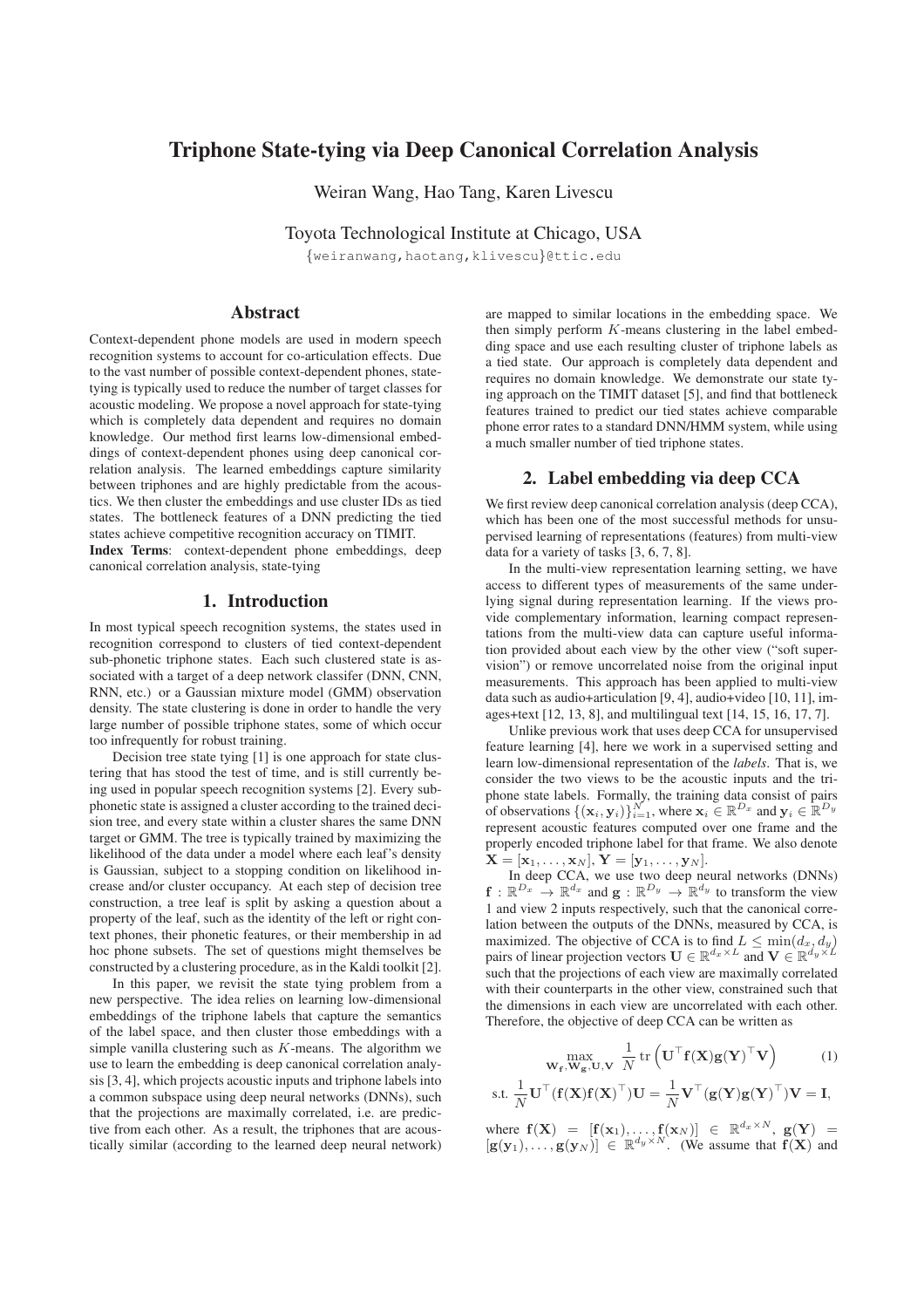# Triphone State-tying via Deep Canonical Correlation Analysis

Weiran Wang, Hao Tang, Karen Livescu

Toyota Technological Institute at Chicago, USA

{weiranwang,haotang,klivescu}@ttic.edu

## Abstract

Context-dependent phone models are used in modern speech recognition systems to account for co-articulation effects. Due to the vast number of possible context-dependent phones, state-tying is typically used to reduce the number of target classes for acoustic modeling. We propose a novel approach for state-tying which is completely data dependent and requires no domain knowledge. Our method first learns low-dimensional embeddings of context-dependent phones using deep canonical correlation analysis. The learned embeddings capture similarity between triphones and are highly predictable from the acoustics. We then cluster the embeddings and use cluster IDs as tied states. The bottleneck features of a DNN predicting the tied states achieve competitive recognition accuracy on TIMIT.

**Index Terms**: context-dependent phone embeddings, deep canonical correlation analysis, state-tying

## 1. Introduction

In most typical speech recognition systems, the states used in recognition correspond to clusters of tied context-dependent sub-phonetic triphone states. Each such clustered state is associated with a target of a deep network classifer (DNN, CNN, RNN, etc.) or a Gaussian mixture model (GMM) observation density. The state clustering is done in order to handle the very large number of possible triphone states, some of which occur too infrequently for robust training.

Decision tree state tying [1] is one approach for state clustering that has stood the test of time, and is still currently being used in popular speech recognition systems [2]. Every subphonetic state is assigned a cluster according to the trained decision tree, and every state within a cluster shares the same DNN target or GMM. The tree is typically trained by maximizing the likelihood of the data under a model where each leaf's density is Gaussian, subject to a stopping condition on likelihood increase and/or cluster occupancy. At each step of decision tree construction, a tree leaf is split by asking a question about a property of the leaf, such as the identity of the left or right context phones, their phonetic features, or their membership in ad hoc phone subsets. The set of questions might themselves be constructed by a clustering procedure, as in the Kaldi toolkit [2].

In this paper, we revisit the state tying problem from a new perspective. The idea relies on learning low-dimensional embeddings of the triphone labels that capture the semantics of the label space, and then cluster those embeddings with a simple vanilla clustering such as $K$-means. The algorithm we use to learn the embedding is deep canonical correlation analysis [3, 4], which projects acoustic inputs and triphone labels into a common subspace using deep neural networks (DNNs), such that the projections are maximally correlated, i.e. are predictive from each other. As a result, the triphones that are acoustically similar (according to the learned deep neural network) are mapped to similar locations in the embedding space. We then simply perform $K$-means clustering in the label embedding space and use each resulting cluster of triphone labels as a tied state. Our approach is completely data dependent and requires no domain knowledge. We demonstrate our state tying approach on the TIMIT dataset [5], and find that bottleneck features trained to predict our tied states achieve comparable phone error rates to a standard DNN/HMM system, while using a much smaller number of tied triphone states.

## 2. Label embedding via deep CCA

We first review deep canonical correlation analysis (deep CCA), which has been one of the most successful methods for unsupervised learning of representations (features) from multi-view data for a variety of tasks [3, 6, 7, 8].

In the multi-view representation learning setting, we have access to different types of measurements of the same underlying signal during representation learning. If the views provide complementary information, learning compact representations from the multi-view data can capture useful information provided about each view by the other view ("soft supervision") or remove uncorrelated noise from the original input measurements. This approach has been applied to multi-view data such as audio+articulation [9, 4], audio+video [10, 11], images+text [12, 13, 8], and multilingual text [14, 15, 16, 17, 7].

Unlike previous work that uses deep CCA for unsupervised feature learning [4], here we work in a supervised setting and learn low-dimensional representation of the *labels*. That is, we consider the two views to be the acoustic inputs and the triphone state labels. Formally, the training data consist of pairs of observations $\{(\mathbf{x}_i, \mathbf{y}_i)\}_{i=1}^N$, where $\mathbf{x}_i \in \mathbb{R}^{D_x}$ and $\mathbf{y}_i \in \mathbb{R}^{D_y}$ represent acoustic features computed over one frame and the properly encoded triphone label for that frame. We also denote $\mathbf{X} = [\mathbf{x}_1, \dots, \mathbf{x}_N]$, $\mathbf{Y} = [\mathbf{y}_1, \dots, \mathbf{y}_N]$.

In deep CCA, we use two deep neural networks (DNNs) $\mathbf{f}: \mathbb{R}^{D_x} \rightarrow \mathbb{R}^{d_x}$ and $\mathbf{g}: \mathbb{R}^{D_y} \rightarrow \mathbb{R}^{d_y}$ to transform the view 1 and view 2 inputs respectively, such that the canonical correlation between the outputs of the DNNs, measured by CCA, is maximized. The objective of CCA is to find $L \le \min(d_x, d_y)$ pairs of linear projection vectors $\mathbf{U} \in \mathbb{R}^{d_x \times L}$ and $\mathbf{V} \in \mathbb{R}^{d_y \times L}$ such that the projections of each view are maximally correlated with their counterparts in the other view, constrained such that the dimensions in each view are uncorrelated with each other. Therefore, the objective of deep CCA can be written as

$$
\max_{\mathbf{W_f}, \mathbf{W_g}, \mathbf{U}, \mathbf{V}} \ \frac{1}{N} \operatorname{tr}\left(\mathbf{U}^\top \mathbf{f}(\mathbf{X}) \mathbf{g}(\mathbf{Y})^\top \mathbf{V}\right) \tag{1}
$$

$$
\text{s.t. } \frac{1}{N} \mathbf{U}^\top (\mathbf{f}(\mathbf{X}) \mathbf{f}(\mathbf{X})^\top) \mathbf{U} = \frac{1}{N} \mathbf{V}^\top (\mathbf{g}(\mathbf{Y}) \mathbf{g}(\mathbf{Y})^\top) \mathbf{V} = \mathbf{I},
$$

where $\mathbf{f}(\mathbf{X}) = [\mathbf{f}(\mathbf{x}_1), \dots, \mathbf{f}(\mathbf{x}_N)] \in \mathbb{R}^{d_x \times N}$, $\mathbf{g}(\mathbf{Y}) = [\mathbf{g}(\mathbf{y}_1), \dots, \mathbf{g}(\mathbf{y}_N)] \in \mathbb{R}^{d_y \times N}$. (We assume that $\mathbf{f}(\mathbf{X})$ and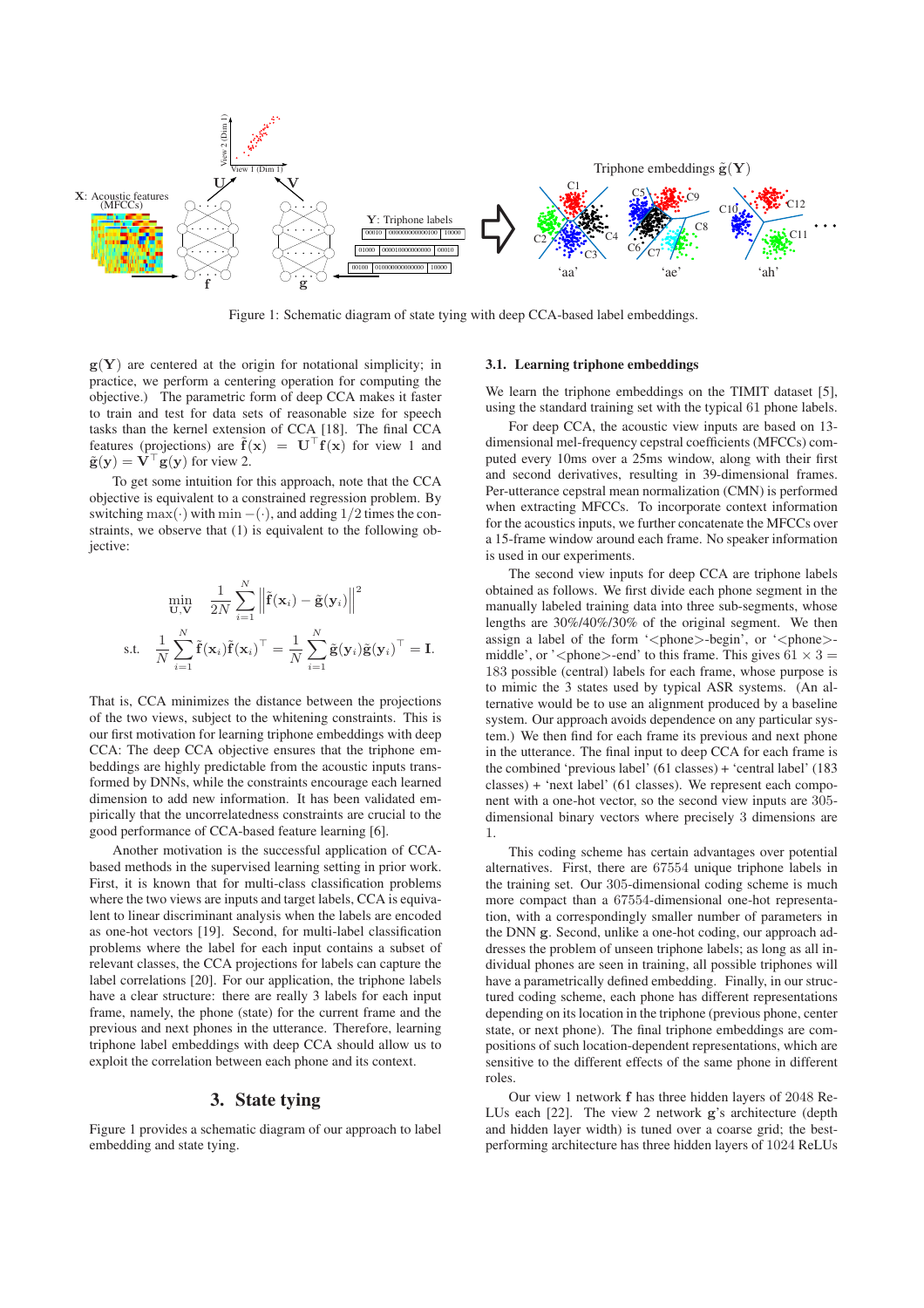Figure 1: Schematic diagram of state tying with deep CCA-based label embeddings.

$\mathbf{g}(\mathbf{Y})$ are centered at the origin for notational simplicity; in practice, we perform a centering operation for computing the objective.) The parametric form of deep CCA makes it faster to train and test for data sets of reasonable size for speech tasks than the kernel extension of CCA [18]. The final CCA features (projections) are $\tilde{\mathbf{f}}(\mathbf{x}) = \mathbf{U}^\top \mathbf{f}(\mathbf{x})$ for view 1 and $\tilde{\mathbf{g}}(\mathbf{y}) = \mathbf{V}^\top \mathbf{g}(\mathbf{y})$ for view 2.

To get some intuition for this approach, note that the CCA objective is equivalent to a constrained regression problem. By switching $\max(\cdot)$ with $\min -(\cdot)$, and adding $1/2$ times the constraints, we observe that (1) is equivalent to the following objective:

$$\min_{\mathbf{U},\mathbf{V}} \quad \frac{1}{2N}\sum_{i=1}^{N}\left\|\tilde{\mathbf{f}}(\mathbf{x}_i) - \tilde{\mathbf{g}}(\mathbf{y}_i)\right\|^2$$

$$\text{s.t.} \quad \frac{1}{N}\sum_{i=1}^{N}\tilde{\mathbf{f}}(\mathbf{x}_i)\tilde{\mathbf{f}}(\mathbf{x}_i)^\top = \frac{1}{N}\sum_{i=1}^{N}\tilde{\mathbf{g}}(\mathbf{y}_i)\tilde{\mathbf{g}}(\mathbf{y}_i)^\top = \mathbf{I}.$$

That is, CCA minimizes the distance between the projections of the two views, subject to the whitening constraints. This is our first motivation for learning triphone embeddings with deep CCA: The deep CCA objective ensures that the triphone embeddings are highly predictable from the acoustic inputs transformed by DNNs, while the constraints encourage each learned dimension to add new information. It has been validated empirically that the uncorrelatedness constraints are crucial to the good performance of CCA-based feature learning [6].

Another motivation is the successful application of CCA-based methods in the supervised learning setting in prior work. First, it is known that for multi-class classification problems where the two views are inputs and target labels, CCA is equivalent to linear discriminant analysis when the labels are encoded as one-hot vectors [19]. Second, for multi-label classification problems where the label for each input contains a subset of relevant classes, the CCA projections for labels can capture the label correlations [20]. For our application, the triphone labels have a clear structure: there are really 3 labels for each input frame, namely, the phone (state) for the current frame and the previous and next phones in the utterance. Therefore, learning triphone label embeddings with deep CCA should allow us to exploit the correlation between each phone and its context.

## 3. State tying

Figure 1 provides a schematic diagram of our approach to label embedding and state tying.

### 3.1. Learning triphone embeddings

We learn the triphone embeddings on the TIMIT dataset [5], using the standard training set with the typical 61 phone labels.

For deep CCA, the acoustic view inputs are based on 13-dimensional mel-frequency cepstral coefficients (MFCCs) computed every 10ms over a 25ms window, along with their first and second derivatives, resulting in 39-dimensional frames. Per-utterance cepstral mean normalization (CMN) is performed when extracting MFCCs. To incorporate context information for the acoustics inputs, we further concatenate the MFCCs over a 15-frame window around each frame. No speaker information is used in our experiments.

The second view inputs for deep CCA are triphone labels obtained as follows. We first divide each phone segment in the manually labeled training data into three sub-segments, whose lengths are 30%/40%/30% of the original segment. We then assign a label of the form '<phone>-begin', or '<phone>-middle', or '<phone>-end' to this frame. This gives $61 \times 3 = 183$ possible (central) labels for each frame, whose purpose is to mimic the 3 states used by typical ASR systems. (An alternative would be to use an alignment produced by a baseline system. Our approach avoids dependence on any particular system.) We then find for each frame its previous and next phone in the utterance. The final input to deep CCA for each frame is the combined 'previous label' (61 classes) + 'central label' (183 classes) + 'next label' (61 classes). We represent each component with a one-hot vector, so the second view inputs are 305-dimensional binary vectors where precisely 3 dimensions are 1.

This coding scheme has certain advantages over potential alternatives. First, there are 67554 unique triphone labels in the training set. Our 305-dimensional coding scheme is much more compact than a 67554-dimensional one-hot representation, with a correspondingly smaller number of parameters in the DNN $\mathbf{g}$. Second, unlike a one-hot coding, our approach addresses the problem of unseen triphone labels; as long as all individual phones are seen in training, all possible triphones will have a parametrically defined embedding. Finally, in our structured coding scheme, each phone has different representations depending on its location in the triphone (previous phone, center state, or next phone). The final triphone embeddings are compositions of such location-dependent representations, which are sensitive to the different effects of the same phone in different roles.

Our view 1 network $\mathbf{f}$ has three hidden layers of 2048 ReLUs each [22]. The view 2 network $\mathbf{g}$'s architecture (depth and hidden layer width) is tuned over a coarse grid; the best-performing architecture has three hidden layers of 1024 ReLUs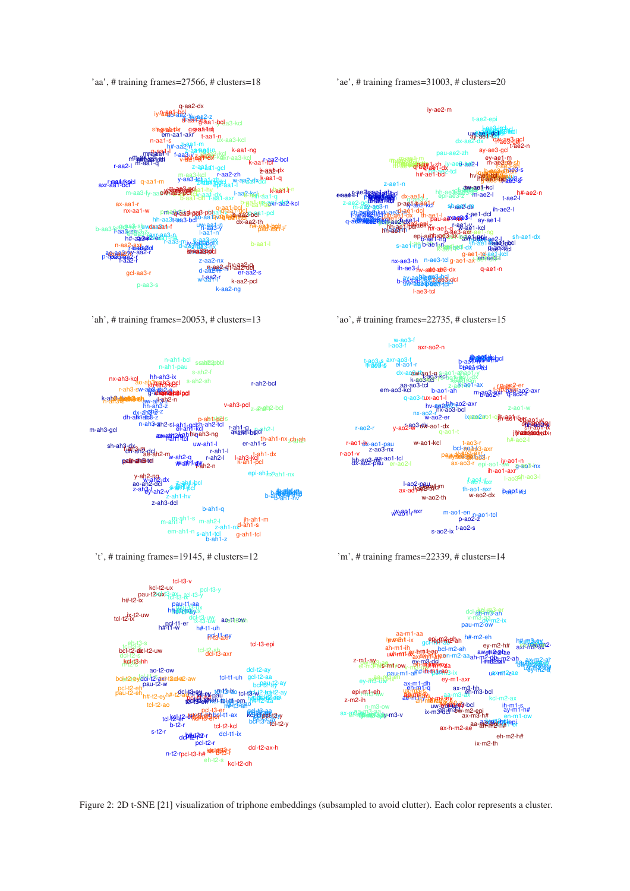'aa', # training frames=27566, # clusters=18

'ae', # training frames=31003, # clusters=20

'ah', # training frames=20053, # clusters=13

'ao', # training frames=22735, # clusters=15

't', # training frames=19145, # clusters=12

'm', # training frames=22339, # clusters=14

Figure 2: 2D t-SNE [21] visualization of triphone embeddings (subsampled to avoid clutter). Each color represents a cluster.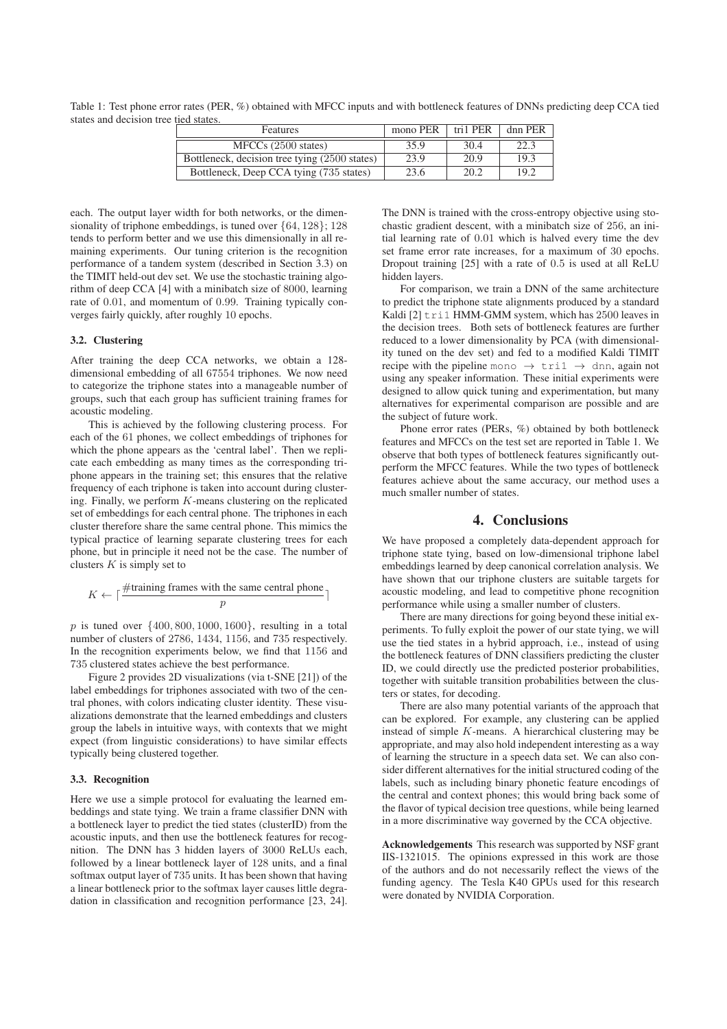Table 1: Test phone error rates (PER, %) obtained with MFCC inputs and with bottleneck features of DNNs predicting deep CCA tied states and decision tree tied states.

| Features | mono PER | tri1 PER | dnn PER |
|---|---|---|---|
| MFCCs (2500 states) | 35.9 | 30.4 | 22.3 |
| Bottleneck, decision tree tying (2500 states) | 23.9 | 20.9 | 19.3 |
| Bottleneck, Deep CCA tying (735 states) | 23.6 | 20.2 | 19.2 |

each. The output layer width for both networks, or the dimensionality of triphone embeddings, is tuned over $\{64, 128\}$; 128 tends to perform better and we use this dimensionally in all remaining experiments. Our tuning criterion is the recognition performance of a tandem system (described in Section 3.3) on the TIMIT held-out dev set. We use the stochastic training algorithm of deep CCA [4] with a minibatch size of 8000, learning rate of 0.01, and momentum of 0.99. Training typically converges fairly quickly, after roughly 10 epochs.

### 3.2. Clustering

After training the deep CCA networks, we obtain a 128-dimensional embedding of all 67554 triphones. We now need to categorize the triphone states into a manageable number of groups, such that each group has sufficient training frames for acoustic modeling.

This is achieved by the following clustering process. For each of the 61 phones, we collect embeddings of triphones for which the phone appears as the 'central label'. Then we replicate each embedding as many times as the corresponding triphone appears in the training set; this ensures that the relative frequency of each triphone is taken into account during clustering. Finally, we perform $K$-means clustering on the replicated set of embeddings for each central phone. The triphones in each cluster therefore share the same central phone. This mimics the typical practice of learning separate clustering trees for each phone, but in principle it need not be the case. The number of clusters $K$ is simply set to

$$K \leftarrow \left\lceil \frac{\#\text{training frames with the same central phone}}{p} \right\rceil$$

$p$ is tuned over $\{400, 800, 1000, 1600\}$, resulting in a total number of clusters of 2786, 1434, 1156, and 735 respectively. In the recognition experiments below, we find that 1156 and 735 clustered states achieve the best performance.

Figure 2 provides 2D visualizations (via t-SNE [21]) of the label embeddings for triphones associated with two of the central phones, with colors indicating cluster identity. These visualizations demonstrate that the learned embeddings and clusters group the labels in intuitive ways, with contexts that we might expect (from linguistic considerations) to have similar effects typically being clustered together.

### 3.3. Recognition

Here we use a simple protocol for evaluating the learned embeddings and state tying. We train a frame classifier DNN with a bottleneck layer to predict the tied states (clusterID) from the acoustic inputs, and then use the bottleneck features for recognition. The DNN has 3 hidden layers of 3000 ReLUs each, followed by a linear bottleneck layer of 128 units, and a final softmax output layer of 735 units. It has been shown that having a linear bottleneck prior to the softmax layer causes little degradation in classification and recognition performance [23, 24]. The DNN is trained with the cross-entropy objective using stochastic gradient descent, with a minibatch size of 256, an initial learning rate of 0.01 which is halved every time the dev set frame error rate increases, for a maximum of 30 epochs. Dropout training [25] with a rate of 0.5 is used at all ReLU hidden layers.

For comparison, we train a DNN of the same architecture to predict the triphone state alignments produced by a standard Kaldi [2] `tri1` HMM-GMM system, which has 2500 leaves in the decision trees. Both sets of bottleneck features are further reduced to a lower dimensionality by PCA (with dimensionality tuned on the dev set) and fed to a modified Kaldi TIMIT recipe with the pipeline `mono` → `tri1` → `dnn`, again not using any speaker information. These initial experiments were designed to allow quick tuning and experimentation, but many alternatives for experimental comparison are possible and are the subject of future work.

Phone error rates (PERs, %) obtained by both bottleneck features and MFCCs on the test set are reported in Table 1. We observe that both types of bottleneck features significantly outperform the MFCC features. While the two types of bottleneck features achieve about the same accuracy, our method uses a much smaller number of states.

## 4. Conclusions

We have proposed a completely data-dependent approach for triphone state tying, based on low-dimensional triphone label embeddings learned by deep canonical correlation analysis. We have shown that our triphone clusters are suitable targets for acoustic modeling, and lead to competitive phone recognition performance while using a smaller number of clusters.

There are many directions for going beyond these initial experiments. To fully exploit the power of our state tying, we will use the tied states in a hybrid approach, i.e., instead of using the bottleneck features of DNN classifiers predicting the cluster ID, we could directly use the predicted posterior probabilities, together with suitable transition probabilities between the clusters or states, for decoding.

There are also many potential variants of the approach that can be explored. For example, any clustering can be applied instead of simple $K$-means. A hierarchical clustering may be appropriate, and may also hold independent interesting as a way of learning the structure in a speech data set. We can also consider different alternatives for the initial structured coding of the labels, such as including binary phonetic feature encodings of the central and context phones; this would bring back some of the flavor of typical decision tree questions, while being learned in a more discriminative way governed by the CCA objective.

**Acknowledgements** This research was supported by NSF grant IIS-1321015. The opinions expressed in this work are those of the authors and do not necessarily reflect the views of the funding agency. The Tesla K40 GPUs used for this research were donated by NVIDIA Corporation.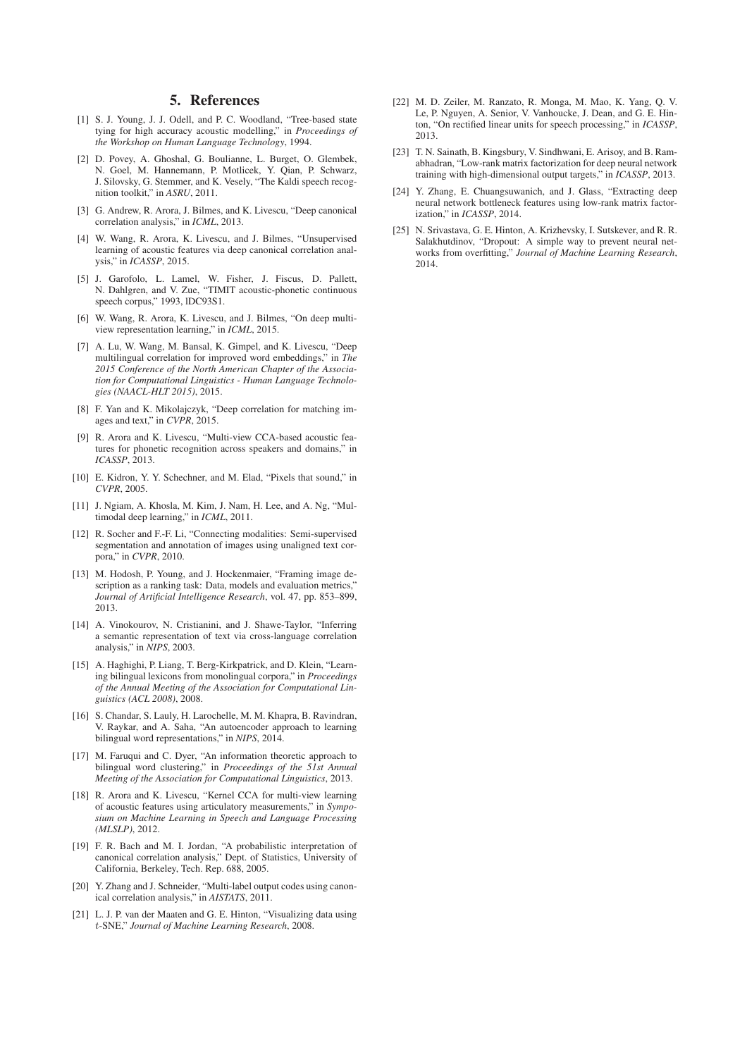# 5. References

[1] S. J. Young, J. J. Odell, and P. C. Woodland, "Tree-based state tying for high accuracy acoustic modelling," in *Proceedings of the Workshop on Human Language Technology*, 1994.

[2] D. Povey, A. Ghoshal, G. Boulianne, L. Burget, O. Glembek, N. Goel, M. Hannemann, P. Motlicek, Y. Qian, P. Schwarz, J. Silovsky, G. Stemmer, and K. Vesely, "The Kaldi speech recognition toolkit," in *ASRU*, 2011.

[3] G. Andrew, R. Arora, J. Bilmes, and K. Livescu, "Deep canonical correlation analysis," in *ICML*, 2013.

[4] W. Wang, R. Arora, K. Livescu, and J. Bilmes, "Unsupervised learning of acoustic features via deep canonical correlation analysis," in *ICASSP*, 2015.

[5] J. Garofolo, L. Lamel, W. Fisher, J. Fiscus, D. Pallett, N. Dahlgren, and V. Zue, "TIMIT acoustic-phonetic continuous speech corpus," 1993, lDC93S1.

[6] W. Wang, R. Arora, K. Livescu, and J. Bilmes, "On deep multi-view representation learning," in *ICML*, 2015.

[7] A. Lu, W. Wang, M. Bansal, K. Gimpel, and K. Livescu, "Deep multilingual correlation for improved word embeddings," in *The 2015 Conference of the North American Chapter of the Association for Computational Linguistics - Human Language Technologies (NAACL-HLT 2015)*, 2015.

[8] F. Yan and K. Mikolajczyk, "Deep correlation for matching images and text," in *CVPR*, 2015.

[9] R. Arora and K. Livescu, "Multi-view CCA-based acoustic features for phonetic recognition across speakers and domains," in *ICASSP*, 2013.

[10] E. Kidron, Y. Y. Schechner, and M. Elad, "Pixels that sound," in *CVPR*, 2005.

[11] J. Ngiam, A. Khosla, M. Kim, J. Nam, H. Lee, and A. Ng, "Multimodal deep learning," in *ICML*, 2011.

[12] R. Socher and F.-F. Li, "Connecting modalities: Semi-supervised segmentation and annotation of images using unaligned text corpora," in *CVPR*, 2010.

[13] M. Hodosh, P. Young, and J. Hockenmaier, "Framing image description as a ranking task: Data, models and evaluation metrics," *Journal of Artificial Intelligence Research*, vol. 47, pp. 853–899, 2013.

[14] A. Vinokourov, N. Cristianini, and J. Shawe-Taylor, "Inferring a semantic representation of text via cross-language correlation analysis," in *NIPS*, 2003.

[15] A. Haghighi, P. Liang, T. Berg-Kirkpatrick, and D. Klein, "Learning bilingual lexicons from monolingual corpora," in *Proceedings of the Annual Meeting of the Association for Computational Linguistics (ACL 2008)*, 2008.

[16] S. Chandar, S. Lauly, H. Larochelle, M. M. Khapra, B. Ravindran, V. Raykar, and A. Saha, "An autoencoder approach to learning bilingual word representations," in *NIPS*, 2014.

[17] M. Faruqui and C. Dyer, "An information theoretic approach to bilingual word clustering," in *Proceedings of the 51st Annual Meeting of the Association for Computational Linguistics*, 2013.

[18] R. Arora and K. Livescu, "Kernel CCA for multi-view learning of acoustic features using articulatory measurements," in *Symposium on Machine Learning in Speech and Language Processing (MLSLP)*, 2012.

[19] F. R. Bach and M. I. Jordan, "A probabilistic interpretation of canonical correlation analysis," Dept. of Statistics, University of California, Berkeley, Tech. Rep. 688, 2005.

[20] Y. Zhang and J. Schneider, "Multi-label output codes using canonical correlation analysis," in *AISTATS*, 2011.

[21] L. J. P. van der Maaten and G. E. Hinton, "Visualizing data using $t$-SNE," *Journal of Machine Learning Research*, 2008.

[22] M. D. Zeiler, M. Ranzato, R. Monga, M. Mao, K. Yang, Q. V. Le, P. Nguyen, A. Senior, V. Vanhoucke, J. Dean, and G. E. Hinton, "On rectified linear units for speech processing," in *ICASSP*, 2013.

[23] T. N. Sainath, B. Kingsbury, V. Sindhwani, E. Arisoy, and B. Ramabhadran, "Low-rank matrix factorization for deep neural network training with high-dimensional output targets," in *ICASSP*, 2013.

[24] Y. Zhang, E. Chuangsuwanich, and J. Glass, "Extracting deep neural network bottleneck features using low-rank matrix factorization," in *ICASSP*, 2014.

[25] N. Srivastava, G. E. Hinton, A. Krizhevsky, I. Sutskever, and R. R. Salakhutdinov, "Dropout: A simple way to prevent neural networks from overfitting," *Journal of Machine Learning Research*, 2014.